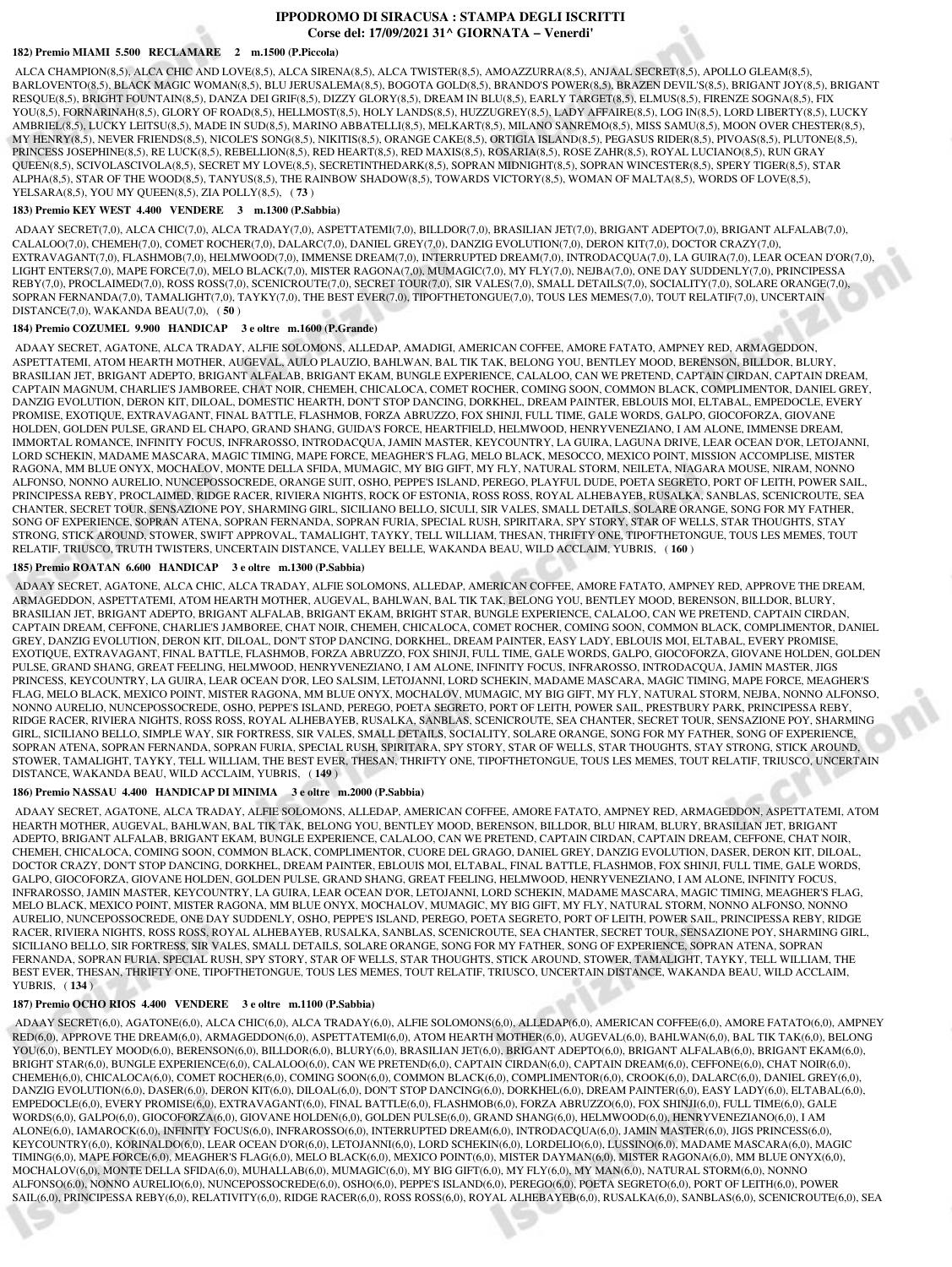# IPPODROMO DI SIRACUSA : STAMPA DEGLI ISCRITTI

## Corse del: 17/09/2021 31^ GIORNATA – Venerdi'

### 182) Premio MIAMI 5.500 RECLAMARE 2 m.1500 (P.Piccola)

ALCA CHAMPION(8,5), ALCA CHIC AND LOVE(8,5), ALCA SIRENA(8,5), ALCA TWISTER(8,5), AMOAZZURRA(8,5), ANJAAL SECRET(8,5), APOLLO GLEAM(8,5), BARLOVENTO(8,5), BLACK MAGIC WOMAN(8,5), BLU JERUSALEMA(8,5), BOGOTA GOLD(8,5), BRANDO'S POWER(8,5), BRAZEN DEVIL'S(8,5), BRIGANT JOY(8,5), BRIGANT RESQUE(8,5), BRIGHT FOUNTAIN(8,5), DANZA DEI GRIF(8,5), DIZZY GLORY(8,5), DREAM IN BLU(8,5), EARLY TARGET(8,5), ELMUS(8,5), FIRENZE SOGNA(8,5), FIX YOU(8,5), FORNARINAH(8,5), GLORY OF ROAD(8,5), HELLMOST(8,5), HOLY LANDS(8,5), HUZZUGREY(8,5), LADY AFFAIRE(8,5), LOG IN(8,5), LORD LIBERTY(8,5), LUCKY AMBRIEL(8,5), LUCKY LEITSU(8,5), MADE IN SUD(8,5), MARINO ABBATELLI(8,5), MELKART(8,5), MILANO SANREMO(8,5), MISS SAMU(8,5), MOON OVER CHESTER(8,5), MY HENRY(8,5), NEVER FRIENDS(8,5), NICOLE'S SONG(8,5), NIKITIS(8,5), ORANGE CAKE(8,5), ORTIGIA ISLAND(8,5), PEGASUS RIDER(8,5), PIVOAS(8,5), PLUTONE(8,5), PRINCESS JOSEPHINE(8,5), RE LUCK(8,5), REBELLION(8,5), RED HEART(8,5), RED MAXIS(8,5), ROSARIA(8,5), ROSE ZAHR(8,5), ROYAL LUCIANO(8,5), RUN GRAY QUEEN(8,5), SCIVOLASCIVOLA(8,5), SECRET MY LOVE(8,5), SECRETINTHEDARK(8,5), SOPRAN MIDNIGHT(8,5), SOPRAN WINCESTER(8,5), SPERY TIGER(8,5), STAR ALPHA(8,5), STAR OF THE WOOD(8,5), TANYUS(8,5), THE RAINBOW SHADOW(8,5), TOWARDS VICTORY(8,5), WOMAN OF MALTA(8,5), WORDS OF LOVE(8,5), YELSARA(8,5), YOU MY QUEEN(8,5), ZIA POLLY(8,5), ( **73** )

### 183) Premio KEY WEST 4.400 VENDERE 3 m.1300 (P.Sabbia)

ADAAY SECRET(7,0), ALCA CHIC(7,0), ALCA TRADAY(7,0), ASPETTATEMI(7,0), BILLDOR(7,0), BRASILIAN JET(7,0), BRIGANT ADEPTO(7,0), BRIGANT ALFALAB(7,0), CALALOO(7,0), CHEMEH(7,0), COMET ROCHER(7,0), DALARC(7,0), DANIEL GREY(7,0), DANZIG EVOLUTION(7,0), DERON KIT(7,0), DOCTOR CRAZY(7,0), EXTRAVAGANT(7,0), FLASHMOB(7,0), HELMWOOD(7,0), IMMENSE DREAM(7,0), INTERRUPTED DREAM(7,0), INTRODACQUA(7,0), LA GUIRA(7,0), LEAR OCEAN D'OR(7,0), LIGHT ENTERS(7,0), MAPE FORCE(7,0), MELO BLACK(7,0), MISTER RAGONA(7,0), MUMAGIC(7,0), MY FLY(7,0), NEJBA(7,0), ONE DAY SUDDENLY(7,0), PRINCIPESSA REBY(7,0), PROCLAIMED(7,0), ROSS ROSS(7,0), SCENICROUTE(7,0), SECRET TOUR(7,0), SIR VALES(7,0), SMALL DETAILS(7,0), SOCIALITY(7,0), SOLARE ORANGE(7,0), SOPRAN FERNANDA(7,0), TAMALIGHT(7,0), TAYKY(7,0), THE BEST EVER(7,0), TIPOFTHETONGUE(7,0), TOUS LES MEMES(7,0), TOUT RELATIF(7,0), UNCERTAIN DISTANCE(7,0), WAKANDA BEAU(7,0), ( **50** )

### 184) Premio COZUMEL 9.900 HANDICAP 3 e oltre m.1600 (P.Grande)

ADAAY SECRET, AGATONE, ALCA TRADAY, ALFIE SOLOMONS, ALLEDAP, AMADIGI, AMERICAN COFFEE, AMORE FATATO, AMPNEY RED, ARMAGEDDON, ASPETTATEMI, ATOM HEARTH MOTHER, AUGEVAL, AULO PLAUZIO, BAHLWAN, BAL TIK TAK, BELONG YOU, BENTLEY MOOD, BERENSON, BILLDOR, BLURY, BRASILIAN JET, BRIGANT ADEPTO, BRIGANT ALFALAB, BRIGANT EKAM, BUNGLE EXPERIENCE, CALALOO, CAN WE PRETEND, CAPTAIN CIRDAN, CAPTAIN DREAM, CAPTAIN MAGNUM, CHARLIE'S JAMBOREE, CHAT NOIR, CHEMEH, CHICALOCA, COMET ROCHER, COMING SOON, COMMON BLACK, COMPLIMENTOR, DANIEL GREY, DANZIG EVOLUTION, DERON KIT, DILOAL, DOMESTIC HEARTH, DON'T STOP DANCING, DORKHEL, DREAM PAINTER, EBLOUIS MOI, ELTABAL, EMPEDOCLE, EVERY PROMISE, EXOTIQUE, EXTRAVAGANT, FINAL BATTLE, FLASHMOB, FORZA ABRUZZO, FOX SHINJI, FULL TIME, GALE WORDS, GALPO, GIOCOFORZA, GIOVANE HOLDEN, GOLDEN PULSE, GRAND EL CHAPO, GRAND SHANG, GUIDA'S FORCE, HEARTFIELD, HELMWOOD, HENRYVENEZIANO, I AM ALONE, IMMENSE DREAM, IMMORTAL ROMANCE, INFINITY FOCUS, INFRAROSSO, INTRODACQUA, JAMIN MASTER, KEYCOUNTRY, LA GUIRA, LAGUNA DRIVE, LEAR OCEAN D'OR, LETOJANNI, LORD SCHEKIN, MADAME MASCARA, MAGIC TIMING, MAPE FORCE, MEAGHER'S FLAG, MELO BLACK, MESOCCO, MEXICO POINT, MISSION ACCOMPLISE, MISTER RAGONA, MM BLUE ONYX, MOCHALOV, MONTE DELLA SFIDA, MUMAGIC, MY BIG GIFT, MY FLY, NATURAL STORM, NEILETA, NIAGARA MOUSE, NIRAM, NONNO ALFONSO, NONNO AURELIO, NUNCEPOSSOCREDE, ORANGE SUIT, OSHO, PEPPE'S ISLAND, PEREGO, PLAYFUL DUDE, POETA SEGRETO, PORT OF LEITH, POWER SAIL, PRINCIPESSA REBY, PROCLAIMED, RIDGE RACER, RIVIERA NIGHTS, ROCK OF ESTONIA, ROSS ROSS, ROYAL ALHEBAYEB, RUSALKA, SANBLAS, SCENICROUTE, SEA CHANTER, SECRET TOUR, SENSAZIONE POY, SHARMING GIRL, SICILIANO BELLO, SICULI, SIR VALES, SMALL DETAILS, SOLARE ORANGE, SONG FOR MY FATHER, SONG OF EXPERIENCE, SOPRAN ATENA, SOPRAN FERNANDA, SOPRAN FURIA, SPECIAL RUSH, SPIRITARA, SPY STORY, STAR OF WELLS, STAR THOUGHTS, STAY STRONG, STICK AROUND, STOWER, SWIFT APPROVAL, TAMALIGHT, TAYKY, TELL WILLIAM, THESAN, THRIFTY ONE, TIPOFTHETONGUE, TOUS LES MEMES, TOUT RELATIF, TRIUSCO, TRUTH TWISTERS, UNCERTAIN DISTANCE, VALLEY BELLE, WAKANDA BEAU, WILD ACCLAIM, YUBRIS, ( **160** )

### 185) Premio ROATAN 6.600 HANDICAP 3 e oltre m.1300 (P.Sabbia)

ADAAY SECRET, AGATONE, ALCA CHIC, ALCA TRADAY, ALFIE SOLOMONS, ALLEDAP, AMERICAN COFFEE, AMORE FATATO, AMPNEY RED, APPROVE THE DREAM, ARMAGEDDON, ASPETTATEMI, ATOM HEARTH MOTHER, AUGEVAL, BAHLWAN, BAL TIK TAK, BELONG YOU, BENTLEY MOOD, BERENSON, BILLDOR, BLURY, BRASILIAN JET, BRIGANT ADEPTO, BRIGANT ALFALAB, BRIGANT EKAM, BRIGHT STAR, BUNGLE EXPERIENCE, CALALOO, CAN WE PRETEND, CAPTAIN CIRDAN, CAPTAIN DREAM, CEFFONE, CHARLIE'S JAMBOREE, CHAT NOIR, CHEMEH, CHICALOCA, COMET ROCHER, COMING SOON, COMMON BLACK, COMPLIMENTOR, DANIEL GREY, DANZIG EVOLUTION, DERON KIT, DILOAL, DON'T STOP DANCING, DORKHEL, DREAM PAINTER, EASY LADY, EBLOUIS MOI, ELTABAL, EVERY PROMISE, EXOTIQUE, EXTRAVAGANT, FINAL BATTLE, FLASHMOB, FORZA ABRUZZO, FOX SHINJI, FULL TIME, GALE WORDS, GALPO, GIOCOFORZA, GIOVANE HOLDEN, GOLDEN PULSE, GRAND SHANG, GREAT FEELING, HELMWOOD, HENRYVENEZIANO, I AM ALONE, INFINITY FOCUS, INFRAROSSO, INTRODACQUA, JAMIN MASTER, JIGS PRINCESS, KEYCOUNTRY, LA GUIRA, LEAR OCEAN D'OR, LEO SALSIM, LETOJANNI, LORD SCHEKIN, MADAME MASCARA, MAGIC TIMING, MAPE FORCE, MEAGHER'S FLAG, MELO BLACK, MEXICO POINT, MISTER RAGONA, MM BLUE ONYX, MOCHALOV, MUMAGIC, MY BIG GIFT, MY FLY, NATURAL STORM, NEJBA, NONNO ALFONSO, NONNO AURELIO, NUNCEPOSSOCREDE, OSHO, PEPPE'S ISLAND, PEREGO, POETA SEGRETO, PORT OF LEITH, POWER SAIL, PRESTBURY PARK, PRINCIPESSA REBY, RIDGE RACER, RIVIERA NIGHTS, ROSS ROSS, ROYAL ALHEBAYEB, RUSALKA, SANBLAS, SCENICROUTE, SEA CHANTER, SECRET TOUR, SENSAZIONE POY, SHARMING GIRL, SICILIANO BELLO, SIMPLE WAY, SIR FORTRESS, SIR VALES, SMALL DETAILS, SOCIALITY, SOLARE ORANGE, SONG FOR MY FATHER, SONG OF EXPERIENCE, SOPRAN ATENA, SOPRAN FERNANDA, SOPRAN FURIA, SPECIAL RUSH, SPIRITARA, SPY STORY, STAR OF WELLS, STAR THOUGHTS, STAY STRONG, STICK AROUND, STOWER, TAMALIGHT, TAYKY, TELL WILLIAM, THE BEST EVER, THESAN, THRIFTY ONE, TIPOFTHETONGUE, TOUS LES MEMES, TOUT RELATIF, TRIUSCO, UNCERTAIN DISTANCE, WAKANDA BEAU, WILD ACCLAIM, YUBRIS, ( **149** )

### 186) Premio NASSAU 4.400 HANDICAP DI MINIMA 3 e oltre m.2000 (P.Sabbia)

ADAAY SECRET, AGATONE, ALCA TRADAY, ALFIE SOLOMONS, ALLEDAP, AMERICAN COFFEE, AMORE FATATO, AMPNEY RED, ARMAGEDDON, ASPETTATEMI, ATOM HEARTH MOTHER, AUGEVAL, BAHLWAN, BAL TIK TAK, BELONG YOU, BENTLEY MOOD, BERENSON, BILLDOR, BLU HIRAM, BLURY, BRASILIAN JET, BRIGANT ADEPTO, BRIGANT ALFALAB, BRIGANT EKAM, BUNGLE EXPERIENCE, CALALOO, CAN WE PRETEND, CAPTAIN CIRDAN, CAPTAIN DREAM, CEFFONE, CHAT NOIR, CHEMEH, CHICALOCA, COMING SOON, COMMON BLACK, COMPLIMENTOR, CUORE DEL GRAGO, DANIEL GREY, DANZIG EVOLUTION, DASER, DERON KIT, DILOAL, DOCTOR CRAZY, DON'T STOP DANCING, DORKHEL, DREAM PAINTER, EBLOUIS MOI, ELTABAL, FINAL BATTLE, FLASHMOB, FOX SHINJI, FULL TIME, GALE WORDS, GALPO, GIOCOFORZA, GIOVANE HOLDEN, GOLDEN PULSE, GRAND SHANG, GREAT FEELING, HELMWOOD, HENRYVENEZIANO, I AM ALONE, INFINITY FOCUS, INFRAROSSO, JAMIN MASTER, KEYCOUNTRY, LA GUIRA, LEAR OCEAN D'OR, LETOJANNI, LORD SCHEKIN, MADAME MASCARA, MAGIC TIMING, MEAGHER'S FLAG, MELO BLACK, MEXICO POINT, MISTER RAGONA, MM BLUE ONYX, MOCHALOV, MUMAGIC, MY BIG GIFT, MY FLY, NATURAL STORM, NONNO ALFONSO, NONNO AURELIO, NUNCEPOSSOCREDE, ONE DAY SUDDENLY, OSHO, PEPPE'S ISLAND, PEREGO, POETA SEGRETO, PORT OF LEITH, POWER SAIL, PRINCIPESSA REBY, RIDGE RACER, RIVIERA NIGHTS, ROSS ROSS, ROYAL ALHEBAYEB, RUSALKA, SANBLAS, SCENICROUTE, SEA CHANTER, SECRET TOUR, SENSAZIONE POY, SHARMING GIRL, SICILIANO BELLO, SIR FORTRESS, SIR VALES, SMALL DETAILS, SOLARE ORANGE, SONG FOR MY FATHER, SONG OF EXPERIENCE, SOPRAN ATENA, SOPRAN FERNANDA, SOPRAN FURIA, SPECIAL RUSH, SPY STORY, STAR OF WELLS, STAR THOUGHTS, STICK AROUND, STOWER, TAMALIGHT, TAYKY, TELL WILLIAM, THE BEST EVER, THESAN, THRIFTY ONE, TIPOFTHETONGUE, TOUS LES MEMES, TOUT RELATIF, TRIUSCO, UNCERTAIN DISTANCE, WAKANDA BEAU, WILD ACCLAIM, YUBRIS, ( **134** )

### 187) Premio OCHO RIOS 4.400 VENDERE 3 e oltre m.1100 (P.Sabbia)

ADAAY SECRET(6,0), AGATONE(6,0), ALCA CHIC(6,0), ALCA TRADAY(6,0), ALFIE SOLOMONS(6,0), ALLEDAP(6,0), AMERICAN COFFEE(6,0), AMORE FATATO(6,0), AMPNEY RED(6,0), APPROVE THE DREAM(6,0), ARMAGEDDON(6,0), ASPETTATEMI(6,0), ATOM HEARTH MOTHER(6,0), AUGEVAL(6,0), BAHLWAN(6,0), BAL TIK TAK(6,0), BELONG YOU(6,0), BENTLEY MOOD(6,0), BERENSON(6,0), BILLDOR(6,0), BLURY(6,0), BRASILIAN JET(6,0), BRIGANT ADEPTO(6,0), BRIGANT ALFALAB(6,0), BRIGANT EKAM(6,0), BRIGHT STAR(6,0), BUNGLE EXPERIENCE(6,0), CALALOO(6,0), CAN WE PRETEND(6,0), CAPTAIN CIRDAN(6,0), CAPTAIN DREAM(6,0), CEFFONE(6,0), CHAT NOIR(6,0), CHEMEH(6,0), CHICALOCA(6,0), COMET ROCHER(6,0), COMING SOON(6,0), COMMON BLACK(6,0), COMPLIMENTOR(6,0), CROOK(6,0), DALARC(6,0), DANIEL GREY(6,0), DANZIG EVOLUTION(6,0), DASER(6,0), DERON KIT(6,0), DILOAL(6,0), DON'T STOP DANCING(6,0), DORKHEL(6,0), DREAM PAINTER(6,0), EASY LADY(6,0), ELTABAL(6,0), EMPEDOCLE(6,0), EVERY PROMISE(6,0), EXTRAVAGANT(6,0), FINAL BATTLE(6,0), FLASHMOB(6,0), FORZA ABRUZZO(6,0), FOX SHINJI(6,0), FULL TIME(6,0), GALE WORDS(6,0), GALPO(6,0), GIOCOFORZA(6,0), GIOVANE HOLDEN(6,0), GOLDEN PULSE(6,0), GRAND SHANG(6,0), HELMWOOD(6,0), HENRYVENEZIANO(6,0), I AM ALONE(6,0), IAMAROCK(6,0), INFINITY FOCUS(6,0), INFRAROSSO(6,0), INTERRUPTED DREAM(6,0), INTRODACQUA(6,0), JAMIN MASTER(6,0), JIGS PRINCESS(6,0), KEYCOUNTRY(6,0), KORINALDO(6,0), LEAR OCEAN D'OR(6,0), LETOJANNI(6,0), LORD SCHEKIN(6,0), LORDELIO(6,0), LUSSINO(6,0), MADAME MASCARA(6,0), MAGIC TIMING(6,0), MAPE FORCE(6,0), MEAGHER'S FLAG(6,0), MELO BLACK(6,0), MEXICO POINT(6,0), MISTER DAYMAN(6,0), MISTER RAGONA(6,0), MM BLUE ONYX(6,0), MOCHALOV(6,0), MONTE DELLA SFIDA(6,0), MUHALLAB(6,0), MUMAGIC(6,0), MY BIG GIFT(6,0), MY FLY(6,0), MY MAN(6,0), NATURAL STORM(6,0), NONNO ALFONSO(6,0), NONNO AURELIO(6,0), NUNCEPOSSOCREDE(6,0), OSHO(6,0), PEPPE'S ISLAND(6,0), PEREGO(6,0), POETA SEGRETO(6,0), PORT OF LEITH(6,0), POWER SAIL(6,0), PRINCIPESSA REBY(6,0), RELATIVITY(6,0), RIDGE RACER(6,0), ROSS ROSS(6,0), ROYAL ALHEBAYEB(6,0), RUSALKA(6,0), SANBLAS(6,0), SCENICROUTE(6,0), SEA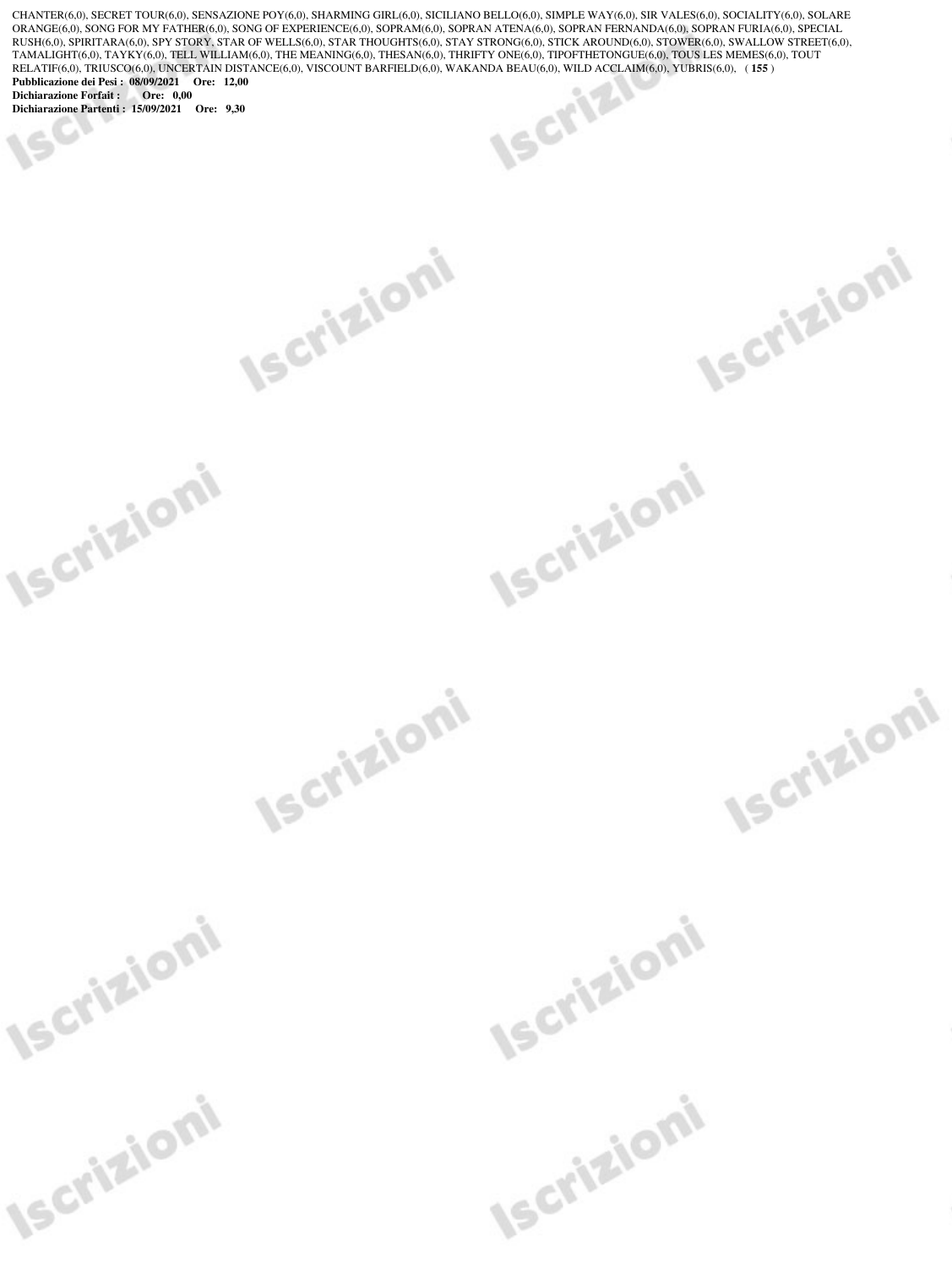CHANTER(6,0), SECRET TOUR(6,0), SENSAZIONE POY(6,0), SHARMING GIRL(6,0), SICILIANO BELLO(6,0), SIMPLE WAY(6,0), SIR VALES(6,0), SOCIALITY(6,0), SOLARE ORANGE(6,0), SONG FOR MY FATHER(6,0), SONG OF EXPERIENCE(6,0), SOPRAM(6,0), SOPRAN ATENA(6,0), SOPRAN FERNANDA(6,0), SOPRAN FURIA(6,0), SPECIAL RUSH(6,0), SPIRITARA(6,0), SPY STORY, STAR OF WELLS(6,0), STAR THOUGHTS(6,0), STAY STRONG(6,0), STICK AROUND(6,0), STOWER(6,0), SWALLOW STREET(6,0), TAMALIGHT(6,0), TAYKY(6,0), TELL WILLIAM(6,0), THE MEANING(6,0), THESAN(6,0), THRIFTY ONE(6,0), TIPOFTHETONGUE(6,0), TOUS LES MEMES(6,0), TOUT RELATIF(6,0), TRIUSCO(6,0), UNCERTAIN DISTANCE(6,0), VISCOUNT BARFIELD(6,0), WAKANDA BEAU(6,0), WILD ACCLAIM(6,0), YUBRIS(6,0), ( **155** )

**Pubblicazione dei Pesi : 08/09/2021 Ore: 12,00**

**Dichiarazione Forfait : Ore: 0,00**

**Dichiarazione Partenti : 15/09/2021 Ore: 9,30**